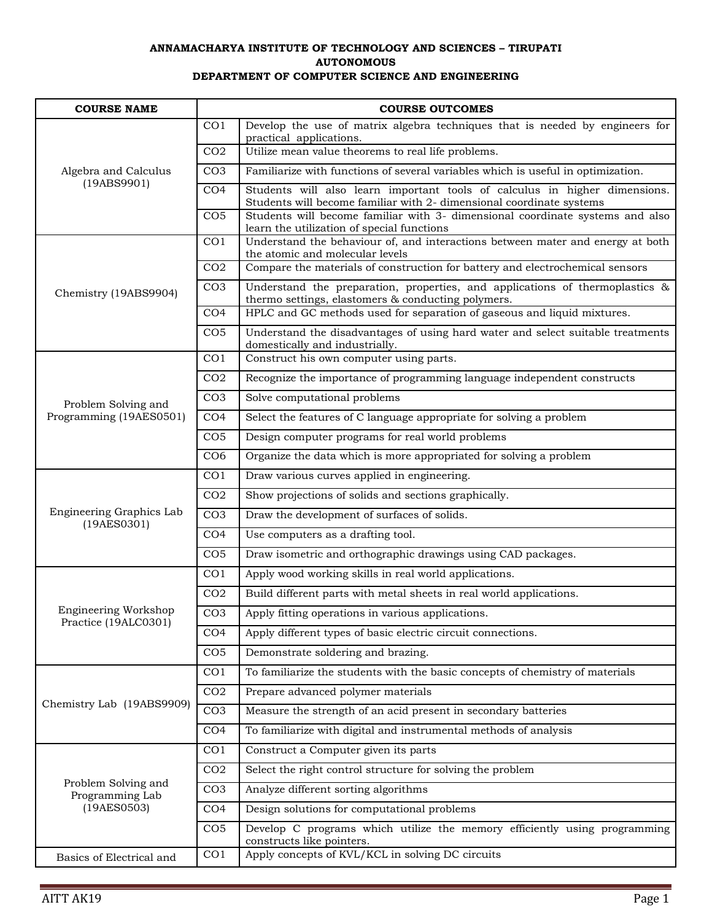**ANNAMACHARYA INSTITUTE OF TECHNOLOGY AND SCIENCES – TIRUPATI**

**AUTONOMOUS**

**DEPARTMENT OF COMPUTER SCIENCE AND ENGINEERING**

| COURSE NAME | COURSE OUTCOMES | |
|---|---|---|
| Algebra and Calculus (19ABS9901) | CO1 | Develop the use of matrix algebra techniques that is needed by engineers for practical applications. |
| | CO2 | Utilize mean value theorems to real life problems. |
| | CO3 | Familiarize with functions of several variables which is useful in optimization. |
| | CO4 | Students will also learn important tools of calculus in higher dimensions. Students will become familiar with 2- dimensional coordinate systems |
| | CO5 | Students will become familiar with 3- dimensional coordinate systems and also learn the utilization of special functions |
| Chemistry (19ABS9904) | CO1 | Understand the behaviour of, and interactions between mater and energy at both the atomic and molecular levels |
| | CO2 | Compare the materials of construction for battery and electrochemical sensors |
| | CO3 | Understand the preparation, properties, and applications of thermoplastics & thermo settings, elastomers & conducting polymers. |
| | CO4 | HPLC and GC methods used for separation of gaseous and liquid mixtures. |
| | CO5 | Understand the disadvantages of using hard water and select suitable treatments domestically and industrially. |
| Problem Solving and Programming (19AES0501) | CO1 | Construct his own computer using parts. |
| | CO2 | Recognize the importance of programming language independent constructs |
| | CO3 | Solve computational problems |
| | CO4 | Select the features of C language appropriate for solving a problem |
| | CO5 | Design computer programs for real world problems |
| | CO6 | Organize the data which is more appropriated for solving a problem |
| Engineering Graphics Lab (19AES0301) | CO1 | Draw various curves applied in engineering. |
| | CO2 | Show projections of solids and sections graphically. |
| | CO3 | Draw the development of surfaces of solids. |
| | CO4 | Use computers as a drafting tool. |
| | CO5 | Draw isometric and orthographic drawings using CAD packages. |
| Engineering Workshop Practice (19ALC0301) | CO1 | Apply wood working skills in real world applications. |
| | CO2 | Build different parts with metal sheets in real world applications. |
| | CO3 | Apply fitting operations in various applications. |
| | CO4 | Apply different types of basic electric circuit connections. |
| | CO5 | Demonstrate soldering and brazing. |
| Chemistry Lab (19ABS9909) | CO1 | To familiarize the students with the basic concepts of chemistry of materials |
| | CO2 | Prepare advanced polymer materials |
| | CO3 | Measure the strength of an acid present in secondary batteries |
| | CO4 | To familiarize with digital and instrumental methods of analysis |
| Problem Solving and Programming Lab (19AES0503) | CO1 | Construct a Computer given its parts |
| | CO2 | Select the right control structure for solving the problem |
| | CO3 | Analyze different sorting algorithms |
| | CO4 | Design solutions for computational problems |
| | CO5 | Develop C programs which utilize the memory efficiently using programming constructs like pointers. |
| Basics of Electrical and | CO1 | Apply concepts of KVL/KCL in solving DC circuits |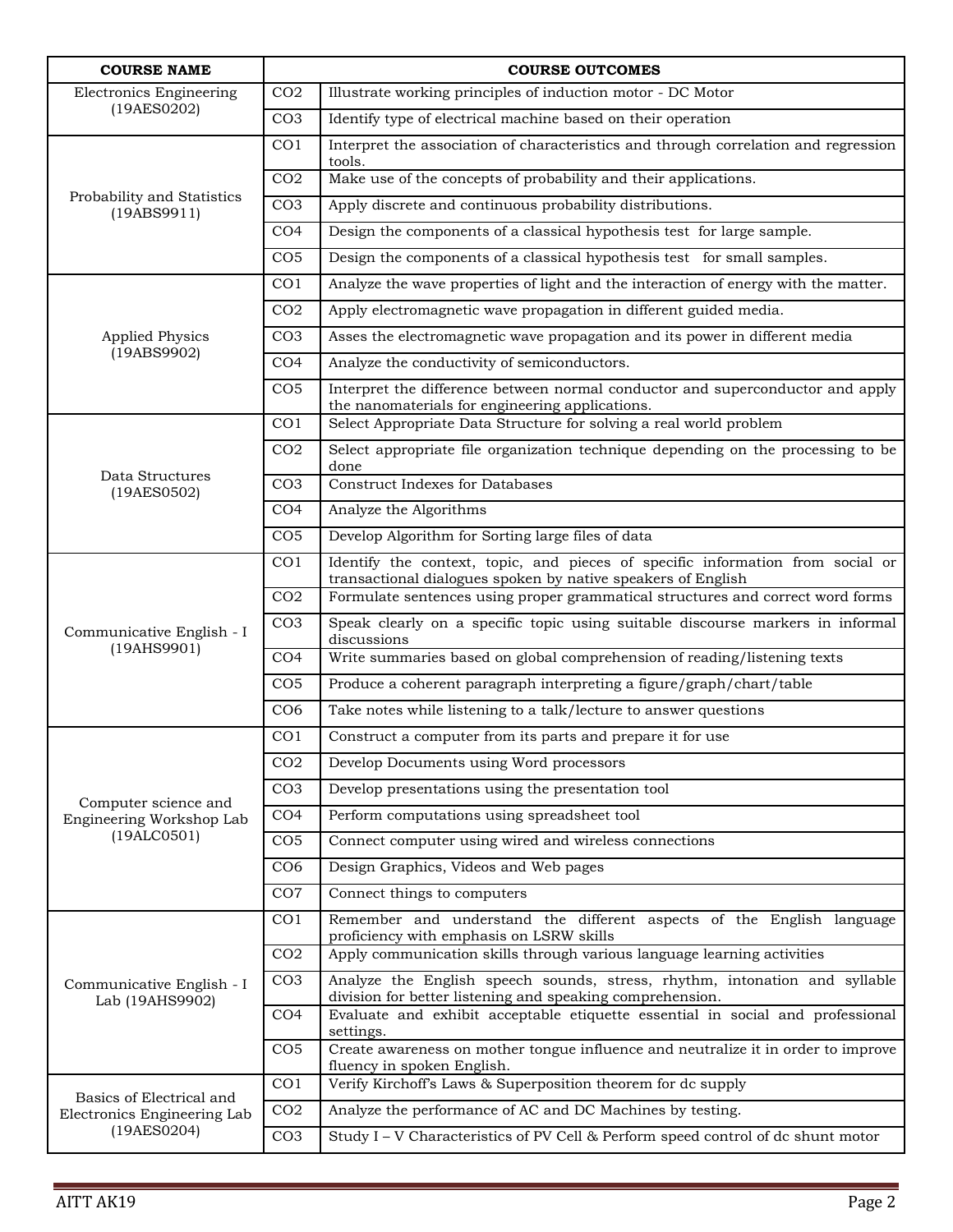| COURSE NAME | COURSE OUTCOMES | |
|---|---|---|
| Electronics Engineering (19AES0202) | CO2 | Illustrate working principles of induction motor - DC Motor |
| | CO3 | Identify type of electrical machine based on their operation |
| Probability and Statistics (19ABS9911) | CO1 | Interpret the association of characteristics and through correlation and regression tools. |
| | CO2 | Make use of the concepts of probability and their applications. |
| | CO3 | Apply discrete and continuous probability distributions. |
| | CO4 | Design the components of a classical hypothesis test for large sample. |
| | CO5 | Design the components of a classical hypothesis test for small samples. |
| Applied Physics (19ABS9902) | CO1 | Analyze the wave properties of light and the interaction of energy with the matter. |
| | CO2 | Apply electromagnetic wave propagation in different guided media. |
| | CO3 | Asses the electromagnetic wave propagation and its power in different media |
| | CO4 | Analyze the conductivity of semiconductors. |
| | CO5 | Interpret the difference between normal conductor and superconductor and apply the nanomaterials for engineering applications. |
| Data Structures (19AES0502) | CO1 | Select Appropriate Data Structure for solving a real world problem |
| | CO2 | Select appropriate file organization technique depending on the processing to be done |
| | CO3 | Construct Indexes for Databases |
| | CO4 | Analyze the Algorithms |
| | CO5 | Develop Algorithm for Sorting large files of data |
| Communicative English - I (19AHS9901) | CO1 | Identify the context, topic, and pieces of specific information from social or transactional dialogues spoken by native speakers of English |
| | CO2 | Formulate sentences using proper grammatical structures and correct word forms |
| | CO3 | Speak clearly on a specific topic using suitable discourse markers in informal discussions |
| | CO4 | Write summaries based on global comprehension of reading/listening texts |
| | CO5 | Produce a coherent paragraph interpreting a figure/graph/chart/table |
| | CO6 | Take notes while listening to a talk/lecture to answer questions |
| Computer science and Engineering Workshop Lab (19ALC0501) | CO1 | Construct a computer from its parts and prepare it for use |
| | CO2 | Develop Documents using Word processors |
| | CO3 | Develop presentations using the presentation tool |
| | CO4 | Perform computations using spreadsheet tool |
| | CO5 | Connect computer using wired and wireless connections |
| | CO6 | Design Graphics, Videos and Web pages |
| | CO7 | Connect things to computers |
| Communicative English - I Lab (19AHS9902) | CO1 | Remember and understand the different aspects of the English language proficiency with emphasis on LSRW skills |
| | CO2 | Apply communication skills through various language learning activities |
| | CO3 | Analyze the English speech sounds, stress, rhythm, intonation and syllable division for better listening and speaking comprehension. |
| | CO4 | Evaluate and exhibit acceptable etiquette essential in social and professional settings. |
| | CO5 | Create awareness on mother tongue influence and neutralize it in order to improve fluency in spoken English. |
| Basics of Electrical and Electronics Engineering Lab (19AES0204) | CO1 | Verify Kirchoff's Laws & Superposition theorem for dc supply |
| | CO2 | Analyze the performance of AC and DC Machines by testing. |
| | CO3 | Study I – V Characteristics of PV Cell & Perform speed control of dc shunt motor |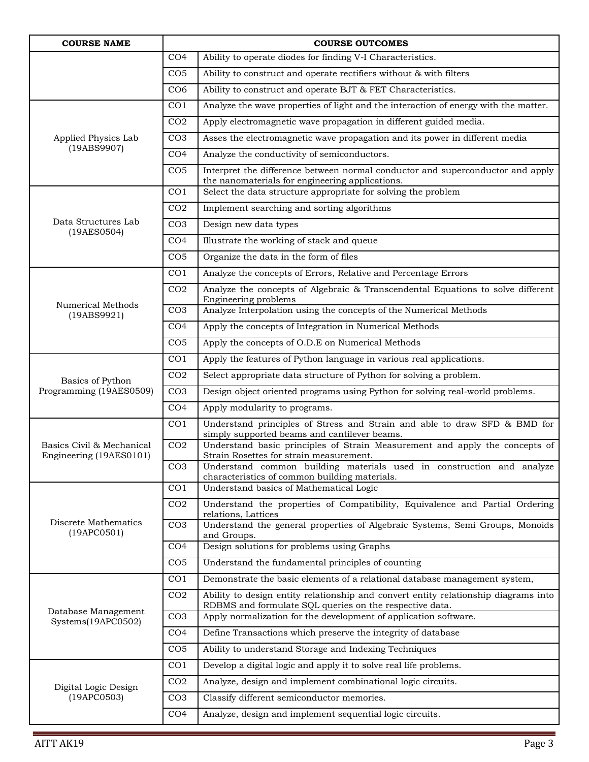| COURSE NAME | COURSE OUTCOMES | |
|---|---|---|
| | CO4 | Ability to operate diodes for finding V-I Characteristics. |
| | CO5 | Ability to construct and operate rectifiers without & with filters |
| | CO6 | Ability to construct and operate BJT & FET Characteristics. |
| Applied Physics Lab (19ABS9907) | CO1 | Analyze the wave properties of light and the interaction of energy with the matter. |
| | CO2 | Apply electromagnetic wave propagation in different guided media. |
| | CO3 | Asses the electromagnetic wave propagation and its power in different media |
| | CO4 | Analyze the conductivity of semiconductors. |
| | CO5 | Interpret the difference between normal conductor and superconductor and apply the nanomaterials for engineering applications. |
| Data Structures Lab (19AES0504) | CO1 | Select the data structure appropriate for solving the problem |
| | CO2 | Implement searching and sorting algorithms |
| | CO3 | Design new data types |
| | CO4 | Illustrate the working of stack and queue |
| | CO5 | Organize the data in the form of files |
| Numerical Methods (19ABS9921) | CO1 | Analyze the concepts of Errors, Relative and Percentage Errors |
| | CO2 | Analyze the concepts of Algebraic & Transcendental Equations to solve different Engineering problems |
| | CO3 | Analyze Interpolation using the concepts of the Numerical Methods |
| | CO4 | Apply the concepts of Integration in Numerical Methods |
| | CO5 | Apply the concepts of O.D.E on Numerical Methods |
| Basics of Python Programming (19AES0509) | CO1 | Apply the features of Python language in various real applications. |
| | CO2 | Select appropriate data structure of Python for solving a problem. |
| | CO3 | Design object oriented programs using Python for solving real-world problems. |
| | CO4 | Apply modularity to programs. |
| Basics Civil & Mechanical Engineering (19AES0101) | CO1 | Understand principles of Stress and Strain and able to draw SFD & BMD for simply supported beams and cantilever beams. |
| | CO2 | Understand basic principles of Strain Measurement and apply the concepts of Strain Rosettes for strain measurement. |
| | CO3 | Understand common building materials used in construction and analyze characteristics of common building materials. |
| Discrete Mathematics (19APC0501) | CO1 | Understand basics of Mathematical Logic |
| | CO2 | Understand the properties of Compatibility, Equivalence and Partial Ordering relations, Lattices |
| | CO3 | Understand the general properties of Algebraic Systems, Semi Groups, Monoids and Groups. |
| | CO4 | Design solutions for problems using Graphs |
| | CO5 | Understand the fundamental principles of counting |
| Database Management Systems(19APC0502) | CO1 | Demonstrate the basic elements of a relational database management system, |
| | CO2 | Ability to design entity relationship and convert entity relationship diagrams into RDBMS and formulate SQL queries on the respective data. |
| | CO3 | Apply normalization for the development of application software. |
| | CO4 | Define Transactions which preserve the integrity of database |
| | CO5 | Ability to understand Storage and Indexing Techniques |
| Digital Logic Design (19APC0503) | CO1 | Develop a digital logic and apply it to solve real life problems. |
| | CO2 | Analyze, design and implement combinational logic circuits. |
| | CO3 | Classify different semiconductor memories. |
| | CO4 | Analyze, design and implement sequential logic circuits. |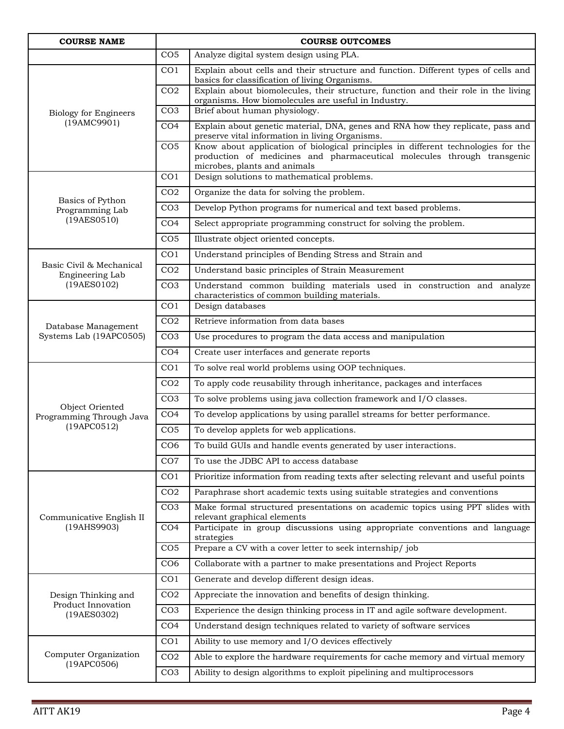| COURSE NAME | COURSE OUTCOMES | |
|---|---|---|
| | CO5 | Analyze digital system design using PLA. |
| Biology for Engineers (19AMC9901) | CO1 | Explain about cells and their structure and function. Different types of cells and basics for classification of living Organisms. |
| | CO2 | Explain about biomolecules, their structure, function and their role in the living organisms. How biomolecules are useful in Industry. |
| | CO3 | Brief about human physiology. |
| | CO4 | Explain about genetic material, DNA, genes and RNA how they replicate, pass and preserve vital information in living Organisms. |
| | CO5 | Know about application of biological principles in different technologies for the production of medicines and pharmaceutical molecules through transgenic microbes, plants and animals |
| Basics of Python Programming Lab (19AES0510) | CO1 | Design solutions to mathematical problems. |
| | CO2 | Organize the data for solving the problem. |
| | CO3 | Develop Python programs for numerical and text based problems. |
| | CO4 | Select appropriate programming construct for solving the problem. |
| | CO5 | Illustrate object oriented concepts. |
| Basic Civil & Mechanical Engineering Lab (19AES0102) | CO1 | Understand principles of Bending Stress and Strain and |
| | CO2 | Understand basic principles of Strain Measurement |
| | CO3 | Understand common building materials used in construction and analyze characteristics of common building materials. |
| Database Management Systems Lab (19APC0505) | CO1 | Design databases |
| | CO2 | Retrieve information from data bases |
| | CO3 | Use procedures to program the data access and manipulation |
| | CO4 | Create user interfaces and generate reports |
| Object Oriented Programming Through Java (19APC0512) | CO1 | To solve real world problems using OOP techniques. |
| | CO2 | To apply code reusability through inheritance, packages and interfaces |
| | CO3 | To solve problems using java collection framework and I/O classes. |
| | CO4 | To develop applications by using parallel streams for better performance. |
| | CO5 | To develop applets for web applications. |
| | CO6 | To build GUIs and handle events generated by user interactions. |
| | CO7 | To use the JDBC API to access database |
| Communicative English II (19AHS9903) | CO1 | Prioritize information from reading texts after selecting relevant and useful points |
| | CO2 | Paraphrase short academic texts using suitable strategies and conventions |
| | CO3 | Make formal structured presentations on academic topics using PPT slides with relevant graphical elements |
| | CO4 | Participate in group discussions using appropriate conventions and language strategies |
| | CO5 | Prepare a CV with a cover letter to seek internship/ job |
| | CO6 | Collaborate with a partner to make presentations and Project Reports |
| Design Thinking and Product Innovation (19AES0302) | CO1 | Generate and develop different design ideas. |
| | CO2 | Appreciate the innovation and benefits of design thinking. |
| | CO3 | Experience the design thinking process in IT and agile software development. |
| | CO4 | Understand design techniques related to variety of software services |
| Computer Organization (19APC0506) | CO1 | Ability to use memory and I/O devices effectively |
| | CO2 | Able to explore the hardware requirements for cache memory and virtual memory |
| | CO3 | Ability to design algorithms to exploit pipelining and multiprocessors |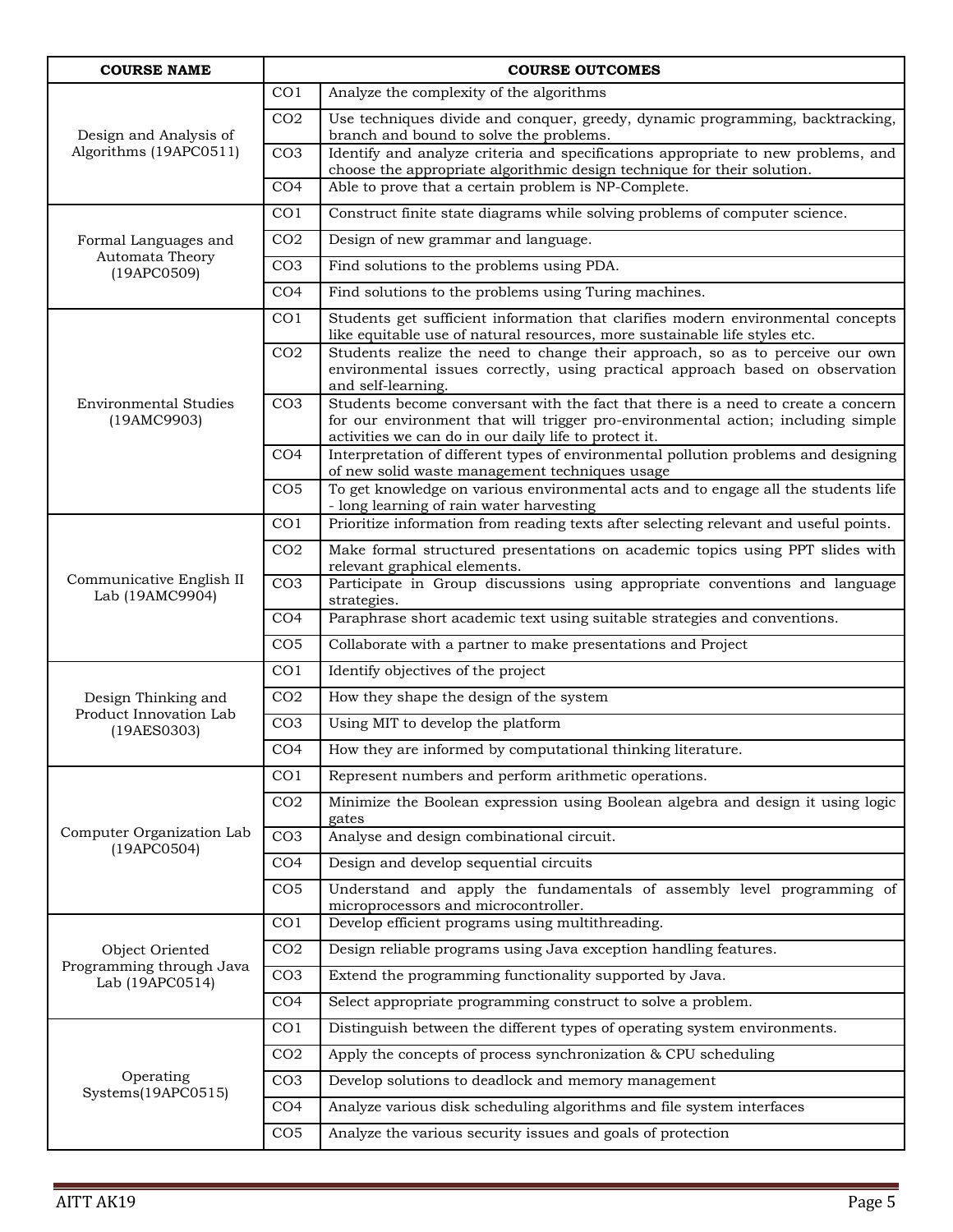| COURSE NAME | COURSE OUTCOMES | |
|---|---|---|
| Design and Analysis of Algorithms (19APC0511) | CO1 | Analyze the complexity of the algorithms |
| | CO2 | Use techniques divide and conquer, greedy, dynamic programming, backtracking, branch and bound to solve the problems. |
| | CO3 | Identify and analyze criteria and specifications appropriate to new problems, and choose the appropriate algorithmic design technique for their solution. |
| | CO4 | Able to prove that a certain problem is NP-Complete. |
| Formal Languages and Automata Theory (19APC0509) | CO1 | Construct finite state diagrams while solving problems of computer science. |
| | CO2 | Design of new grammar and language. |
| | CO3 | Find solutions to the problems using PDA. |
| | CO4 | Find solutions to the problems using Turing machines. |
| Environmental Studies (19AMC9903) | CO1 | Students get sufficient information that clarifies modern environmental concepts like equitable use of natural resources, more sustainable life styles etc. |
| | CO2 | Students realize the need to change their approach, so as to perceive our own environmental issues correctly, using practical approach based on observation and self-learning. |
| | CO3 | Students become conversant with the fact that there is a need to create a concern for our environment that will trigger pro-environmental action; including simple activities we can do in our daily life to protect it. |
| | CO4 | Interpretation of different types of environmental pollution problems and designing of new solid waste management techniques usage |
| | CO5 | To get knowledge on various environmental acts and to engage all the students life - long learning of rain water harvesting |
| Communicative English II Lab (19AMC9904) | CO1 | Prioritize information from reading texts after selecting relevant and useful points. |
| | CO2 | Make formal structured presentations on academic topics using PPT slides with relevant graphical elements. |
| | CO3 | Participate in Group discussions using appropriate conventions and language strategies. |
| | CO4 | Paraphrase short academic text using suitable strategies and conventions. |
| | CO5 | Collaborate with a partner to make presentations and Project |
| Design Thinking and Product Innovation Lab (19AES0303) | CO1 | Identify objectives of the project |
| | CO2 | How they shape the design of the system |
| | CO3 | Using MIT to develop the platform |
| | CO4 | How they are informed by computational thinking literature. |
| Computer Organization Lab (19APC0504) | CO1 | Represent numbers and perform arithmetic operations. |
| | CO2 | Minimize the Boolean expression using Boolean algebra and design it using logic gates |
| | CO3 | Analyse and design combinational circuit. |
| | CO4 | Design and develop sequential circuits |
| | CO5 | Understand and apply the fundamentals of assembly level programming of microprocessors and microcontroller. |
| Object Oriented Programming through Java Lab (19APC0514) | CO1 | Develop efficient programs using multithreading. |
| | CO2 | Design reliable programs using Java exception handling features. |
| | CO3 | Extend the programming functionality supported by Java. |
| | CO4 | Select appropriate programming construct to solve a problem. |
| Operating Systems(19APC0515) | CO1 | Distinguish between the different types of operating system environments. |
| | CO2 | Apply the concepts of process synchronization & CPU scheduling |
| | CO3 | Develop solutions to deadlock and memory management |
| | CO4 | Analyze various disk scheduling algorithms and file system interfaces |
| | CO5 | Analyze the various security issues and goals of protection |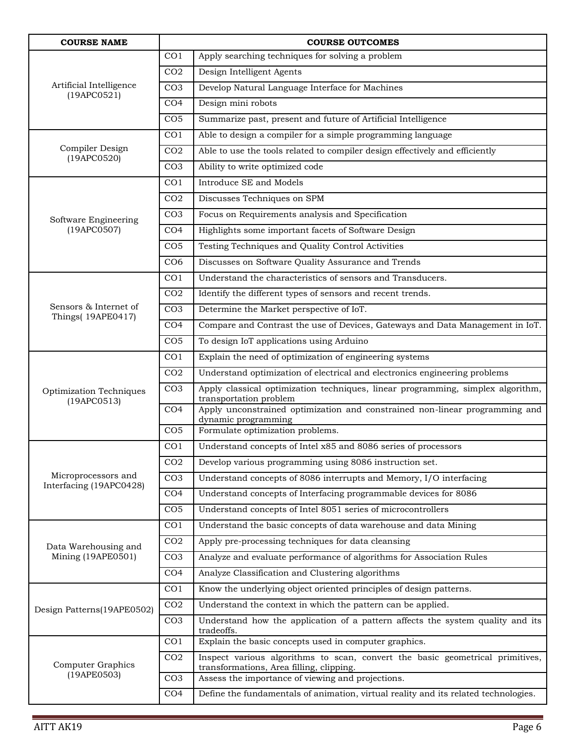| COURSE NAME | COURSE OUTCOMES | |
|---|---|---|
| Artificial Intelligence (19APC0521) | CO1 | Apply searching techniques for solving a problem |
| | CO2 | Design Intelligent Agents |
| | CO3 | Develop Natural Language Interface for Machines |
| | CO4 | Design mini robots |
| | CO5 | Summarize past, present and future of Artificial Intelligence |
| Compiler Design (19APC0520) | CO1 | Able to design a compiler for a simple programming language |
| | CO2 | Able to use the tools related to compiler design effectively and efficiently |
| | CO3 | Ability to write optimized code |
| Software Engineering (19APC0507) | CO1 | Introduce SE and Models |
| | CO2 | Discusses Techniques on SPM |
| | CO3 | Focus on Requirements analysis and Specification |
| | CO4 | Highlights some important facets of Software Design |
| | CO5 | Testing Techniques and Quality Control Activities |
| | CO6 | Discusses on Software Quality Assurance and Trends |
| Sensors & Internet of Things( 19APE0417) | CO1 | Understand the characteristics of sensors and Transducers. |
| | CO2 | Identify the different types of sensors and recent trends. |
| | CO3 | Determine the Market perspective of IoT. |
| | CO4 | Compare and Contrast the use of Devices, Gateways and Data Management in IoT. |
| | CO5 | To design IoT applications using Arduino |
| Optimization Techniques (19APC0513) | CO1 | Explain the need of optimization of engineering systems |
| | CO2 | Understand optimization of electrical and electronics engineering problems |
| | CO3 | Apply classical optimization techniques, linear programming, simplex algorithm, transportation problem |
| | CO4 | Apply unconstrained optimization and constrained non-linear programming and dynamic programming |
| | CO5 | Formulate optimization problems. |
| Microprocessors and Interfacing (19APC0428) | CO1 | Understand concepts of Intel x85 and 8086 series of processors |
| | CO2 | Develop various programming using 8086 instruction set. |
| | CO3 | Understand concepts of 8086 interrupts and Memory, I/O interfacing |
| | CO4 | Understand concepts of Interfacing programmable devices for 8086 |
| | CO5 | Understand concepts of Intel 8051 series of microcontrollers |
| Data Warehousing and Mining (19APE0501) | CO1 | Understand the basic concepts of data warehouse and data Mining |
| | CO2 | Apply pre-processing techniques for data cleansing |
| | CO3 | Analyze and evaluate performance of algorithms for Association Rules |
| | CO4 | Analyze Classification and Clustering algorithms |
| Design Patterns(19APE0502) | CO1 | Know the underlying object oriented principles of design patterns. |
| | CO2 | Understand the context in which the pattern can be applied. |
| | CO3 | Understand how the application of a pattern affects the system quality and its tradeoffs. |
| Computer Graphics (19APE0503) | CO1 | Explain the basic concepts used in computer graphics. |
| | CO2 | Inspect various algorithms to scan, convert the basic geometrical primitives, transformations, Area filling, clipping. |
| | CO3 | Assess the importance of viewing and projections. |
| | CO4 | Define the fundamentals of animation, virtual reality and its related technologies. |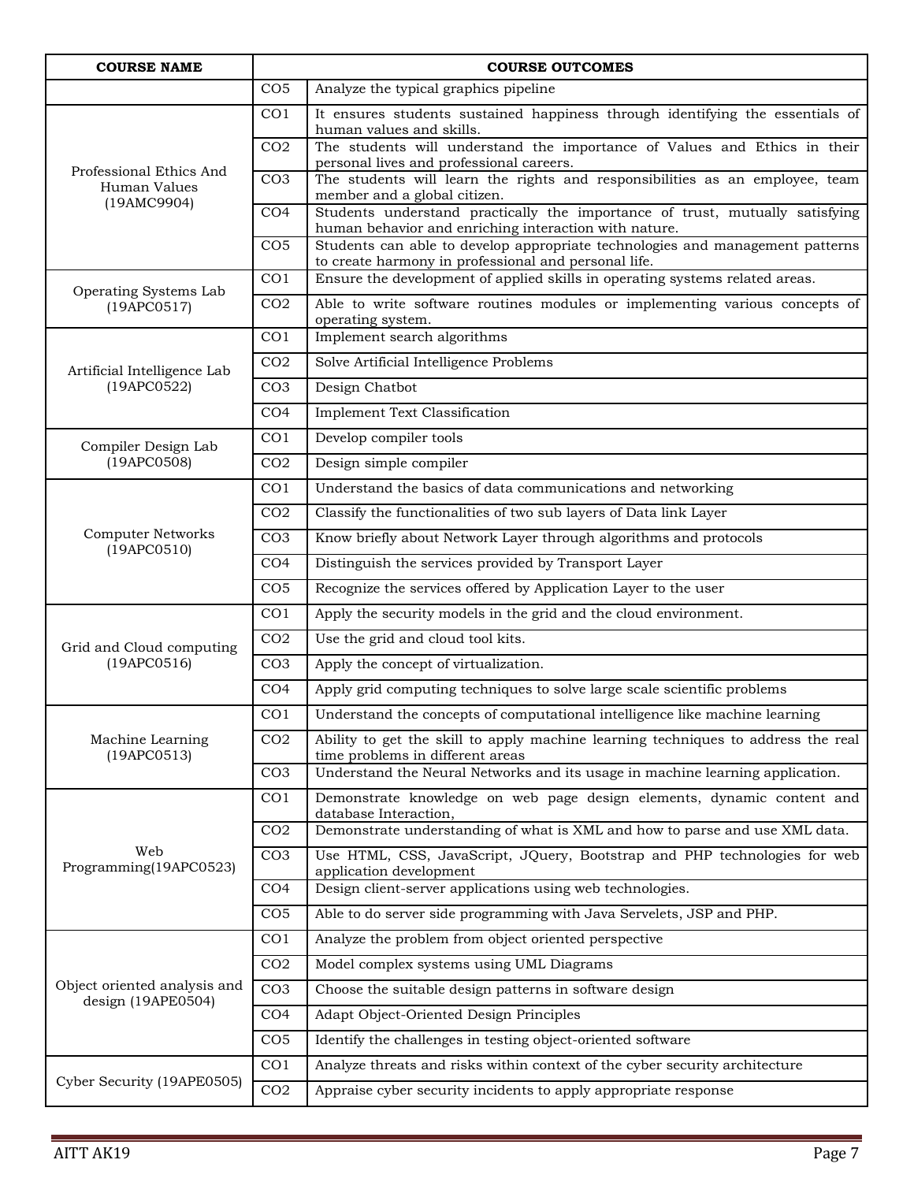| COURSE NAME | COURSE OUTCOMES | |
|---|---|---|
| | CO5 | Analyze the typical graphics pipeline |
| Professional Ethics And Human Values (19AMC9904) | CO1 | It ensures students sustained happiness through identifying the essentials of human values and skills. |
| | CO2 | The students will understand the importance of Values and Ethics in their personal lives and professional careers. |
| | CO3 | The students will learn the rights and responsibilities as an employee, team member and a global citizen. |
| | CO4 | Students understand practically the importance of trust, mutually satisfying human behavior and enriching interaction with nature. |
| | CO5 | Students can able to develop appropriate technologies and management patterns to create harmony in professional and personal life. |
| Operating Systems Lab (19APC0517) | CO1 | Ensure the development of applied skills in operating systems related areas. |
| | CO2 | Able to write software routines modules or implementing various concepts of operating system. |
| Artificial Intelligence Lab (19APC0522) | CO1 | Implement search algorithms |
| | CO2 | Solve Artificial Intelligence Problems |
| | CO3 | Design Chatbot |
| | CO4 | Implement Text Classification |
| Compiler Design Lab (19APC0508) | CO1 | Develop compiler tools |
| | CO2 | Design simple compiler |
| Computer Networks (19APC0510) | CO1 | Understand the basics of data communications and networking |
| | CO2 | Classify the functionalities of two sub layers of Data link Layer |
| | CO3 | Know briefly about Network Layer through algorithms and protocols |
| | CO4 | Distinguish the services provided by Transport Layer |
| | CO5 | Recognize the services offered by Application Layer to the user |
| Grid and Cloud computing (19APC0516) | CO1 | Apply the security models in the grid and the cloud environment. |
| | CO2 | Use the grid and cloud tool kits. |
| | CO3 | Apply the concept of virtualization. |
| | CO4 | Apply grid computing techniques to solve large scale scientific problems |
| Machine Learning (19APC0513) | CO1 | Understand the concepts of computational intelligence like machine learning |
| | CO2 | Ability to get the skill to apply machine learning techniques to address the real time problems in different areas |
| | CO3 | Understand the Neural Networks and its usage in machine learning application. |
| Web Programming(19APC0523) | CO1 | Demonstrate knowledge on web page design elements, dynamic content and database Interaction, |
| | CO2 | Demonstrate understanding of what is XML and how to parse and use XML data. |
| | CO3 | Use HTML, CSS, JavaScript, JQuery, Bootstrap and PHP technologies for web application development |
| | CO4 | Design client-server applications using web technologies. |
| | CO5 | Able to do server side programming with Java Servelets, JSP and PHP. |
| Object oriented analysis and design (19APE0504) | CO1 | Analyze the problem from object oriented perspective |
| | CO2 | Model complex systems using UML Diagrams |
| | CO3 | Choose the suitable design patterns in software design |
| | CO4 | Adapt Object-Oriented Design Principles |
| | CO5 | Identify the challenges in testing object-oriented software |
| Cyber Security (19APE0505) | CO1 | Analyze threats and risks within context of the cyber security architecture |
| | CO2 | Appraise cyber security incidents to apply appropriate response |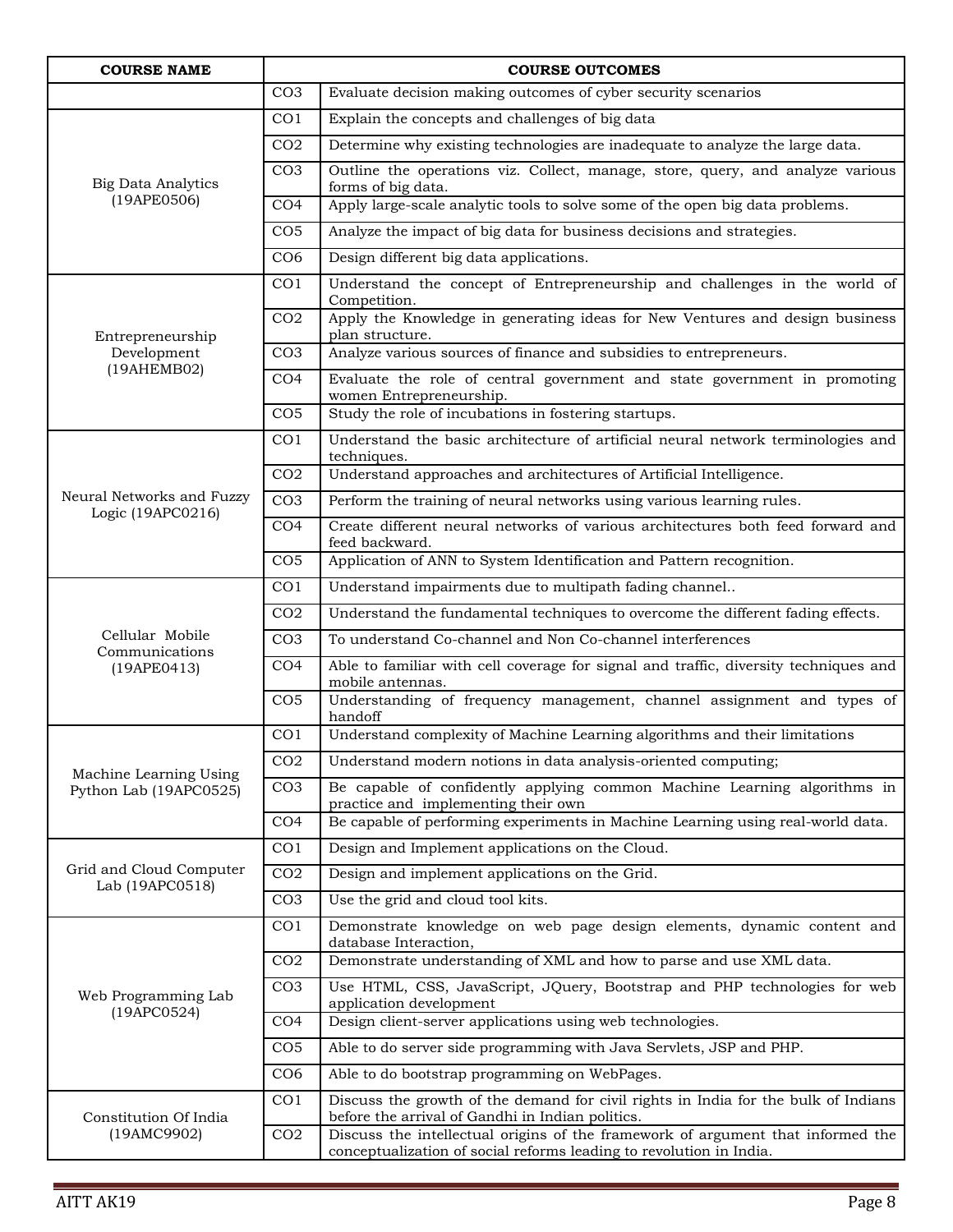| COURSE NAME | COURSE OUTCOMES | |
|---|---|---|
| | CO3 | Evaluate decision making outcomes of cyber security scenarios |
| Big Data Analytics (19APE0506) | CO1 | Explain the concepts and challenges of big data |
| | CO2 | Determine why existing technologies are inadequate to analyze the large data. |
| | CO3 | Outline the operations viz. Collect, manage, store, query, and analyze various forms of big data. |
| | CO4 | Apply large-scale analytic tools to solve some of the open big data problems. |
| | CO5 | Analyze the impact of big data for business decisions and strategies. |
| | CO6 | Design different big data applications. |
| Entrepreneurship Development (19AHEMB02) | CO1 | Understand the concept of Entrepreneurship and challenges in the world of Competition. |
| | CO2 | Apply the Knowledge in generating ideas for New Ventures and design business plan structure. |
| | CO3 | Analyze various sources of finance and subsidies to entrepreneurs. |
| | CO4 | Evaluate the role of central government and state government in promoting women Entrepreneurship. |
| | CO5 | Study the role of incubations in fostering startups. |
| Neural Networks and Fuzzy Logic (19APC0216) | CO1 | Understand the basic architecture of artificial neural network terminologies and techniques. |
| | CO2 | Understand approaches and architectures of Artificial Intelligence. |
| | CO3 | Perform the training of neural networks using various learning rules. |
| | CO4 | Create different neural networks of various architectures both feed forward and feed backward. |
| | CO5 | Application of ANN to System Identification and Pattern recognition. |
| Cellular Mobile Communications (19APE0413) | CO1 | Understand impairments due to multipath fading channel.. |
| | CO2 | Understand the fundamental techniques to overcome the different fading effects. |
| | CO3 | To understand Co-channel and Non Co-channel interferences |
| | CO4 | Able to familiar with cell coverage for signal and traffic, diversity techniques and mobile antennas. |
| | CO5 | Understanding of frequency management, channel assignment and types of handoff |
| Machine Learning Using Python Lab (19APC0525) | CO1 | Understand complexity of Machine Learning algorithms and their limitations |
| | CO2 | Understand modern notions in data analysis-oriented computing; |
| | CO3 | Be capable of confidently applying common Machine Learning algorithms in practice and implementing their own |
| | CO4 | Be capable of performing experiments in Machine Learning using real-world data. |
| Grid and Cloud Computer Lab (19APC0518) | CO1 | Design and Implement applications on the Cloud. |
| | CO2 | Design and implement applications on the Grid. |
| | CO3 | Use the grid and cloud tool kits. |
| Web Programming Lab (19APC0524) | CO1 | Demonstrate knowledge on web page design elements, dynamic content and database Interaction, |
| | CO2 | Demonstrate understanding of XML and how to parse and use XML data. |
| | CO3 | Use HTML, CSS, JavaScript, JQuery, Bootstrap and PHP technologies for web application development |
| | CO4 | Design client-server applications using web technologies. |
| | CO5 | Able to do server side programming with Java Servlets, JSP and PHP. |
| | CO6 | Able to do bootstrap programming on WebPages. |
| Constitution Of India (19AMC9902) | CO1 | Discuss the growth of the demand for civil rights in India for the bulk of Indians before the arrival of Gandhi in Indian politics. |
| | CO2 | Discuss the intellectual origins of the framework of argument that informed the conceptualization of social reforms leading to revolution in India. |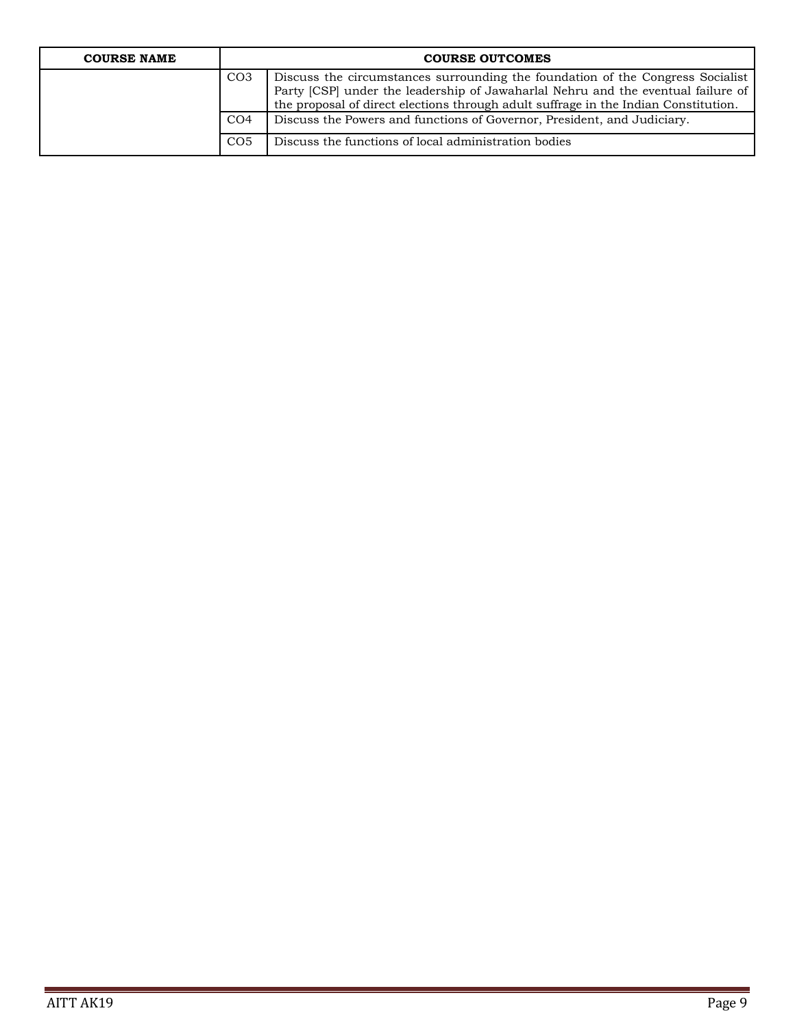| COURSE NAME | COURSE OUTCOMES | |
|---|---|---|
| | CO3 | Discuss the circumstances surrounding the foundation of the Congress Socialist Party [CSP] under the leadership of Jawaharlal Nehru and the eventual failure of the proposal of direct elections through adult suffrage in the Indian Constitution. |
| | CO4 | Discuss the Powers and functions of Governor, President, and Judiciary. |
| | CO5 | Discuss the functions of local administration bodies |